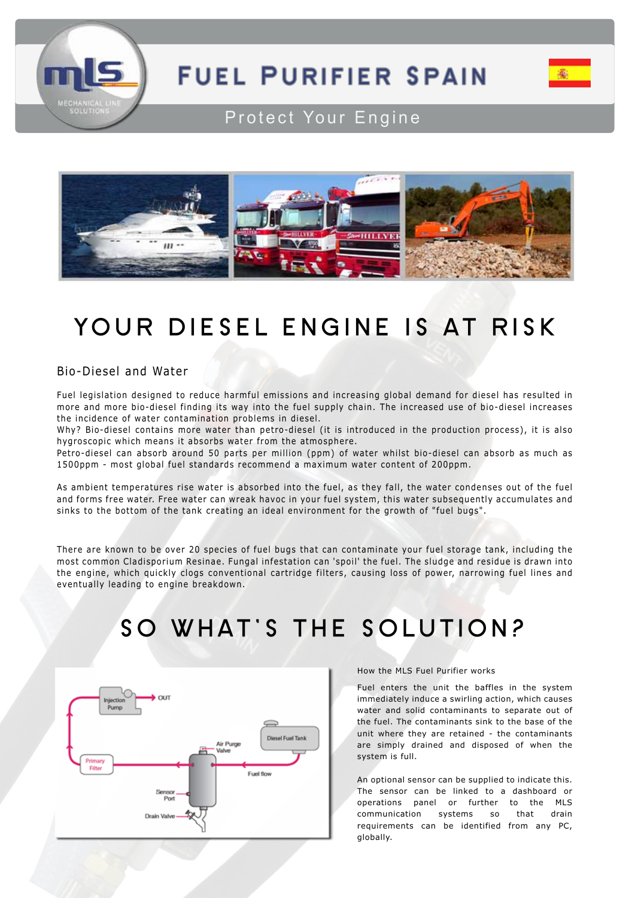# FUEL PURIFIER SPAIN

Protect Your Engine

# YOUR DIESEL ENGINE IS AT RISK

## Bio-Diesel and Water

Fuel legislation designed to reduce harmful emissions and increasing global demand for diesel has resulted in more and more bio-diesel finding its way into the fuel supply chain. The increased use of bio-diesel increases the incidence of water contamination problems in diesel.
Why? Bio-diesel contains more water than petro-diesel (it is introduced in the production process), it is also hygroscopic which means it absorbs water from the atmosphere.
Petro-diesel can absorb around 50 parts per million (ppm) of water whilst bio-diesel can absorb as much as 1500ppm - most global fuel standards recommend a maximum water content of 200ppm.

As ambient temperatures rise water is absorbed into the fuel, as they fall, the water condenses out of the fuel and forms free water. Free water can wreak havoc in your fuel system, this water subsequently accumulates and sinks to the bottom of the tank creating an ideal environment for the growth of "fuel bugs".

There are known to be over 20 species of fuel bugs that can contaminate your fuel storage tank, including the most common Cladisporium Resinae. Fungal infestation can 'spoil' the fuel. The sludge and residue is drawn into the engine, which quickly clogs conventional cartridge filters, causing loss of power, narrowing fuel lines and eventually leading to engine breakdown.

# SO WHAT'S THE SOLUTION?

Injection Pump — OUT
Primary Filter
Air Purge Valve
Diesel Fuel Tank
Fuel flow
Sensor Port
Drain Valve

How the MLS Fuel Purifier works

Fuel enters the unit the baffles in the system immediately induce a swirling action, which causes water and solid contaminants to separate out of the fuel. The contaminants sink to the base of the unit where they are retained - the contaminants are simply drained and disposed of when the system is full.

An optional sensor can be supplied to indicate this. The sensor can be linked to a dashboard or operations panel or further to the MLS communication systems so that drain requirements can be identified from any PC, globally.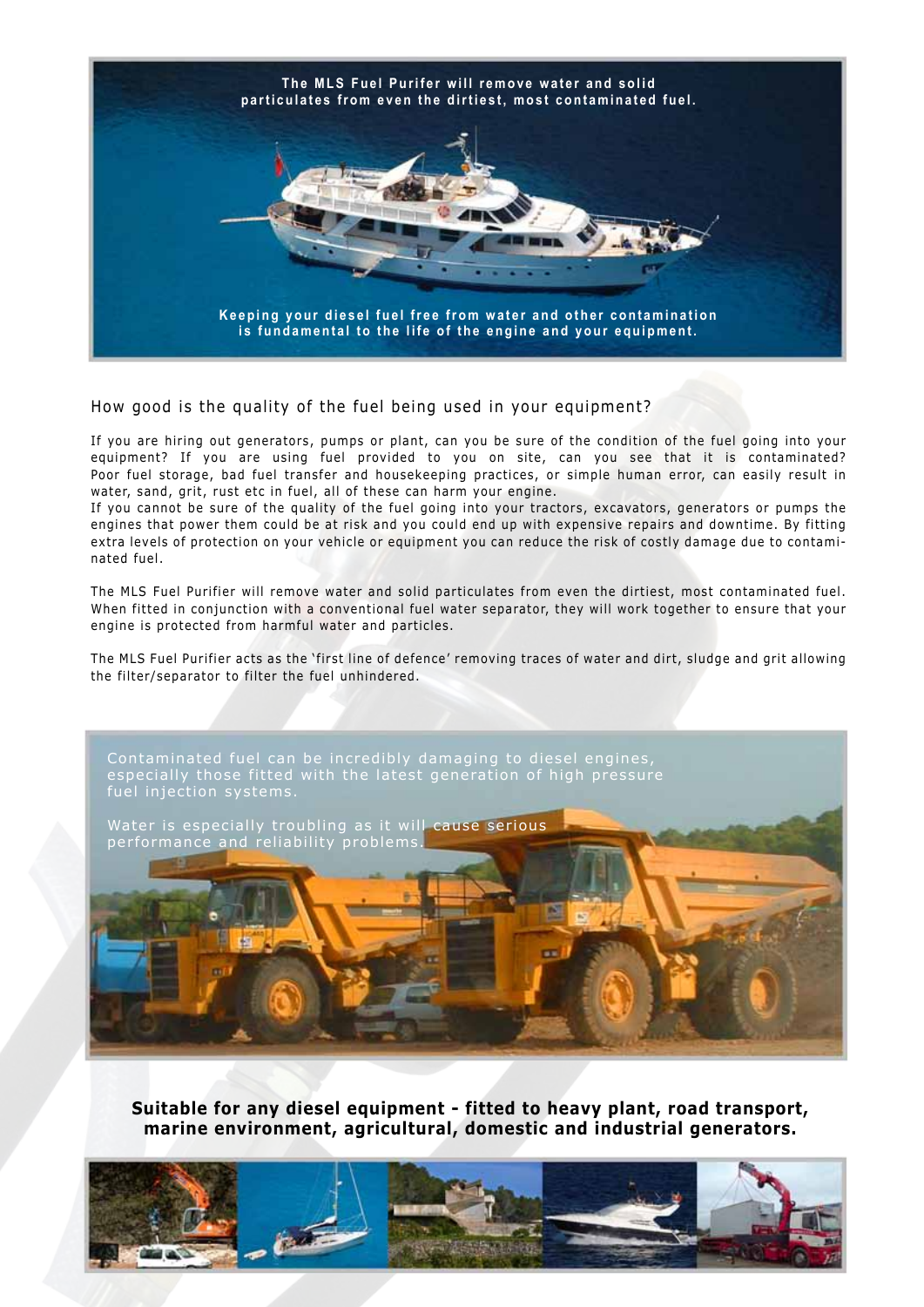The MLS Fuel Purifer will remove water and solid particulates from even the dirtiest, most contaminated fuel.

Keeping your diesel fuel free from water and other contamination is fundamental to the life of the engine and your equipment.

## How good is the quality of the fuel being used in your equipment?

If you are hiring out generators, pumps or plant, can you be sure of the condition of the fuel going into your equipment? If you are using fuel provided to you on site, can you see that it is contaminated? Poor fuel storage, bad fuel transfer and housekeeping practices, or simple human error, can easily result in water, sand, grit, rust etc in fuel, all of these can harm your engine.
If you cannot be sure of the quality of the fuel going into your tractors, excavators, generators or pumps the engines that power them could be at risk and you could end up with expensive repairs and downtime. By fitting extra levels of protection on your vehicle or equipment you can reduce the risk of costly damage due to contaminated fuel.

The MLS Fuel Purifier will remove water and solid particulates from even the dirtiest, most contaminated fuel. When fitted in conjunction with a conventional fuel water separator, they will work together to ensure that your engine is protected from harmful water and particles.

The MLS Fuel Purifier acts as the 'first line of defence' removing traces of water and dirt, sludge and grit allowing the filter/separator to filter the fuel unhindered.

Contaminated fuel can be incredibly damaging to diesel engines, especially those fitted with the latest generation of high pressure fuel injection systems.

Water is especially troubling as it will cause serious performance and reliability problems.

**Suitable for any diesel equipment - fitted to heavy plant, road transport, marine environment, agricultural, domestic and industrial generators.**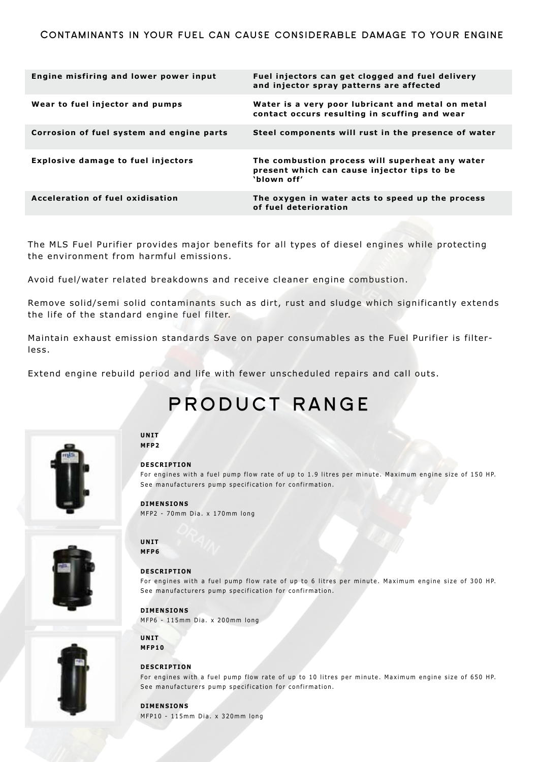## Contaminants in your fuel can cause considerable damage to your engine

| Engine misfiring and lower power input | Fuel injectors can get clogged and fuel delivery and injector spray patterns are affected |
|---|---|
| Wear to fuel injector and pumps | Water is a very poor lubricant and metal on metal contact occurs resulting in scuffing and wear |
| Corrosion of fuel system and engine parts | Steel components will rust in the presence of water |
| Explosive damage to fuel injectors | The combustion process will superheat any water present which can cause injector tips to be 'blown off' |
| Acceleration of fuel oxidisation | The oxygen in water acts to speed up the process of fuel deterioration |

The MLS Fuel Purifier provides major benefits for all types of diesel engines while protecting the environment from harmful emissions.

Avoid fuel/water related breakdowns and receive cleaner engine combustion.

Remove solid/semi solid contaminants such as dirt, rust and sludge which significantly extends the life of the standard engine fuel filter.

Maintain exhaust emission standards Save on paper consumables as the Fuel Purifier is filter-less.

Extend engine rebuild period and life with fewer unscheduled repairs and call outs.

# PRODUCT RANGE

**UNIT**
**MFP2**

**DESCRIPTION**
For engines with a fuel pump flow rate of up to 1.9 litres per minute. Maximum engine size of 150 HP. See manufacturers pump specification for confirmation.

**DIMENSIONS**
MFP2 - 70mm Dia. x 170mm long

**UNIT**
**MFP6**

**DESCRIPTION**
For engines with a fuel pump flow rate of up to 6 litres per minute. Maximum engine size of 300 HP. See manufacturers pump specification for confirmation.

**DIMENSIONS**
MFP6 - 115mm Dia. x 200mm long

**UNIT**
**MFP10**

**DESCRIPTION**
For engines with a fuel pump flow rate of up to 10 litres per minute. Maximum engine size of 650 HP. See manufacturers pump specification for confirmation.

**DIMENSIONS**
MFP10 - 115mm Dia. x 320mm long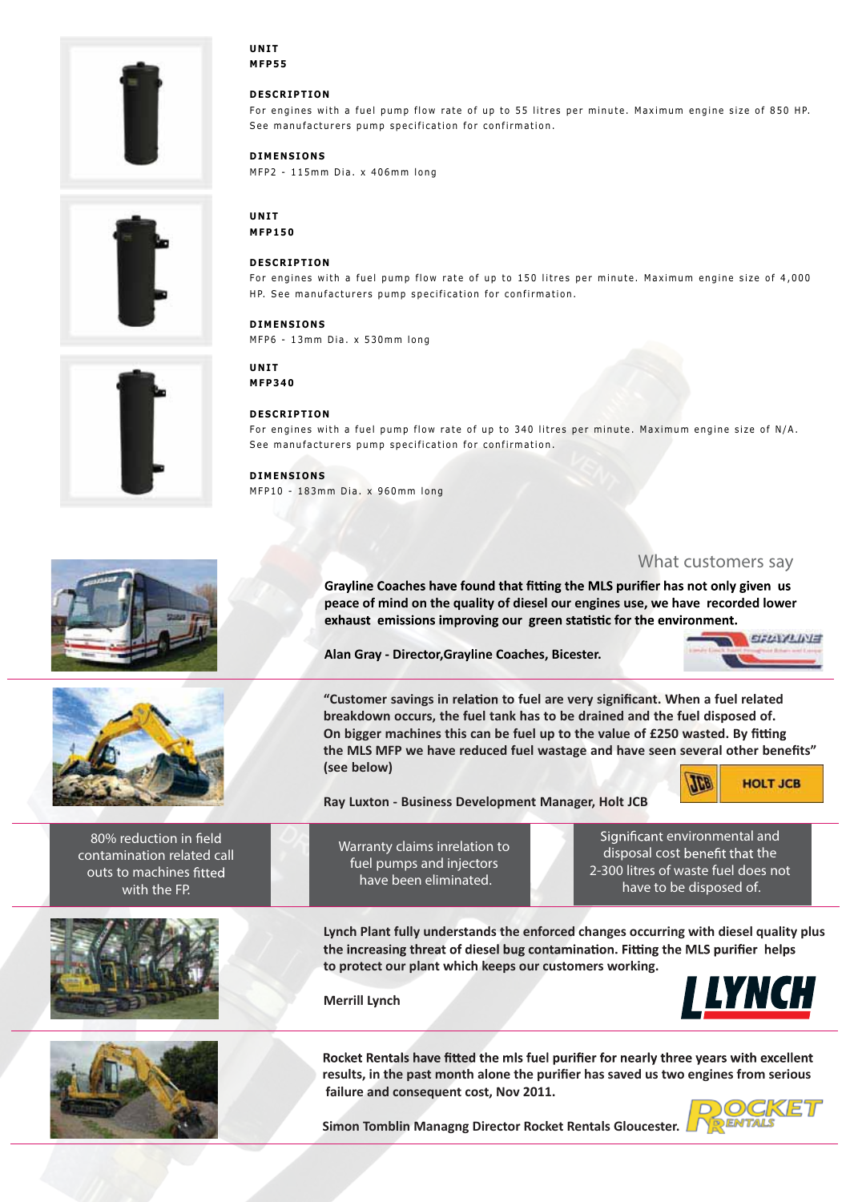**UNIT**
**MFP55**

**DESCRIPTION**
For engines with a fuel pump flow rate of up to 55 litres per minute. Maximum engine size of 850 HP. See manufacturers pump specification for confirmation.

**DIMENSIONS**
MFP2 - 115mm Dia. x 406mm long

**UNIT**
**MFP150**

**DESCRIPTION**
For engines with a fuel pump flow rate of up to 150 litres per minute. Maximum engine size of 4,000 HP. See manufacturers pump specification for confirmation.

**DIMENSIONS**
MFP6 - 13mm Dia. x 530mm long

**UNIT**
**MFP340**

**DESCRIPTION**
For engines with a fuel pump flow rate of up to 340 litres per minute. Maximum engine size of N/A. See manufacturers pump specification for confirmation.

**DIMENSIONS**
MFP10 - 183mm Dia. x 960mm long

## What customers say

**Grayline Coaches have found that fitting the MLS purifier has not only given us peace of mind on the quality of diesel our engines use, we have recorded lower exhaust emissions improving our green statistic for the environment.**

**Alan Gray - Director,Grayline Coaches, Bicester.**

**"Customer savings in relation to fuel are very significant. When a fuel related breakdown occurs, the fuel tank has to be drained and the fuel disposed of. On bigger machines this can be fuel up to the value of £250 wasted. By fitting the MLS MFP we have reduced fuel wastage and have seen several other benefits" (see below)**

**Ray Luxton - Business Development Manager, Holt JCB**

| 80% reduction in field contamination related call outs to machines fitted with the FP. | Warranty claims inrelation to fuel pumps and injectors have been eliminated. | Significant environmental and disposal cost benefit that the 2-300 litres of waste fuel does not have to be disposed of. |
|---|---|---|

**Lynch Plant fully understands the enforced changes occurring with diesel quality plus the increasing threat of diesel bug contamination. Fitting the MLS purifier helps to protect our plant which keeps our customers working.**

**Merrill Lynch**

**Rocket Rentals have fitted the mls fuel purifier for nearly three years with excellent results, in the past month alone the purifier has saved us two engines from serious failure and consequent cost, Nov 2011.**

**Simon Tomblin Managng Director Rocket Rentals Gloucester.**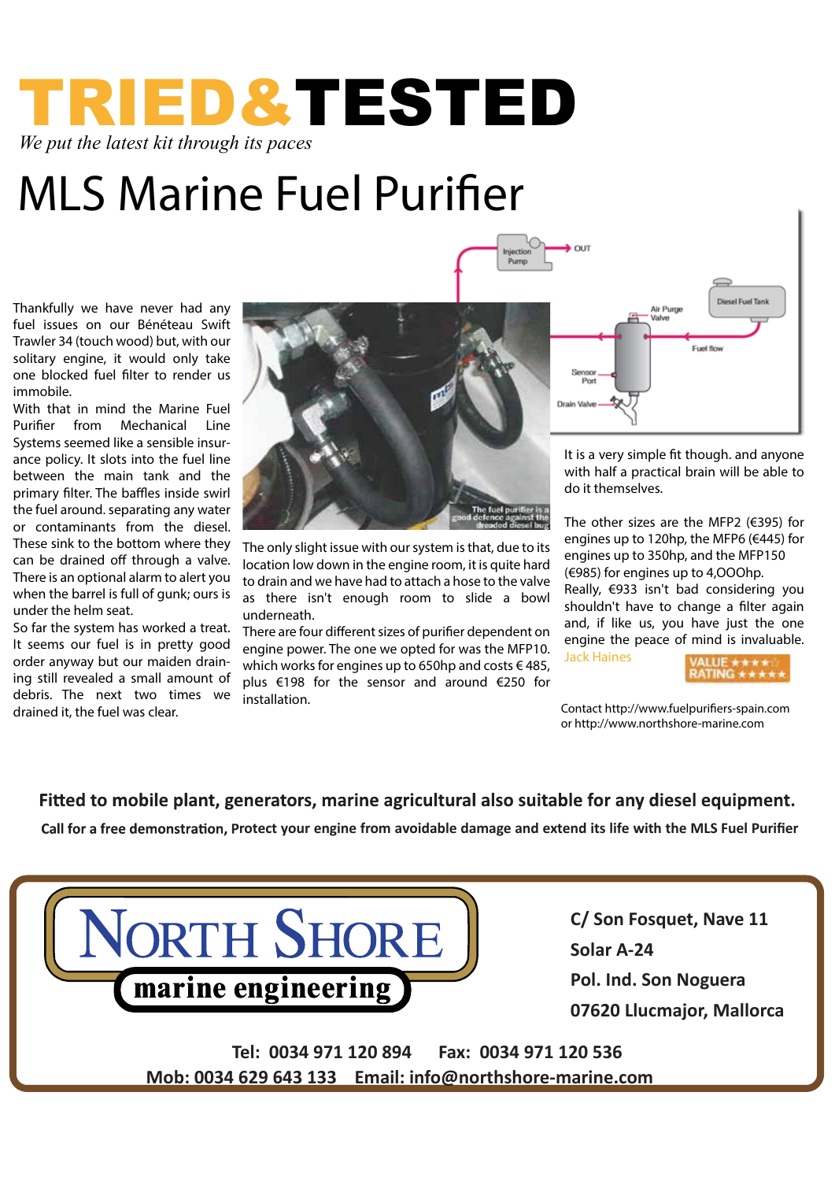# TRIED&TESTED

*We put the latest kit through its paces*

# MLS Marine Fuel Purifier

Injection Pump

OUT

Air Purge Valve

Diesel Fuel Tank

Fuel flow

Sensor Port

Drain Valve

Thankfully we have never had any fuel issues on our Bénéteau Swift Trawler 34 (touch wood) but, with our solitary engine, it would only take one blocked fuel filter to render us immobile.

With that in mind the Marine Fuel Purifier from Mechanical Line Systems seemed like a sensible insurance policy. It slots into the fuel line between the main tank and the primary filter. The baffles inside swirl the fuel around. separating any water or contaminants from the diesel. These sink to the bottom where they can be drained off through a valve. There is an optional alarm to alert you when the barrel is full of gunk; ours is under the helm seat.

So far the system has worked a treat. It seems our fuel is in pretty good order anyway but our maiden draining still revealed a small amount of debris. The next two times we drained it, the fuel was clear.

The fuel purifier is a good defence against the dreaded diesel bug

The only slight issue with our system is that, due to its location low down in the engine room, it is quite hard to drain and we have had to attach a hose to the valve as there isn't enough room to slide a bowl underneath.

There are four different sizes of purifier dependent on engine power. The one we opted for was the MFP10. which works for engines up to 650hp and costs € 485, plus €198 for the sensor and around €250 for installation.

It is a very simple fit though. and anyone with half a practical brain will be able to do it themselves.

The other sizes are the MFP2 (€395) for engines up to 120hp, the MFP6 (€445) for engines up to 350hp, and the MFP150 (€985) for engines up to 4,OOOhp.

Really, €933 isn't bad considering you shouldn't have to change a filter again and, if like us, you have just the one engine the peace of mind is invaluable.

Jack Haines

VALUE ★★★★
RATING ★★★★★

Contact http://www.fuelpurifiers-spain.com or http://www.northshore-marine.com

**Fitted to mobile plant, generators, marine agricultural also suitable for any diesel equipment.**

**Call for a free demonstration, Protect your engine from avoidable damage and extend its life with the MLS Fuel Purifier**

**NORTH SHORE**
**marine engineering**

**C/ Son Fosquet, Nave 11**
**Solar A-24**
**Pol. Ind. Son Noguera**
**07620 Llucmajor, Mallorca**

**Tel: 0034 971 120 894 Fax: 0034 971 120 536**
**Mob: 0034 629 643 133 Email: info@northshore-marine.com**